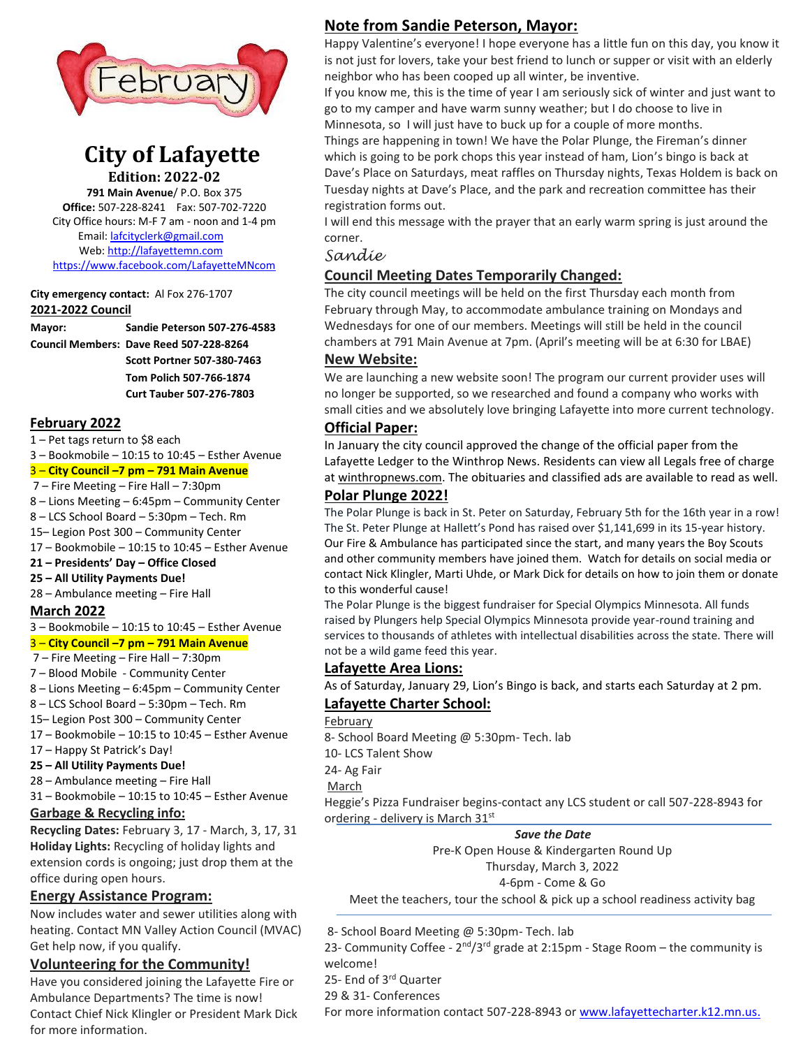February

# City of Lafayette

**Edition: 2022-02**

**791 Main Avenue**/ P.O. Box 375
**Office:** 507-228-8241 Fax: 507-702-7220
City Office hours: M-F 7 am - noon and 1-4 pm
Email: lafcityclerk@gmail.com
Web: http://lafayettemn.com
https://www.facebook.com/LafayetteMNcom

**City emergency contact:** Al Fox 276-1707

## 2021-2022 Council

**Mayor:** **Sandie Peterson 507-276-4583**
**Council Members:** **Dave Reed 507-228-8264**
**Scott Portner 507-380-7463**
**Tom Polich 507-766-1874**
**Curt Tauber 507-276-7803**

## February 2022

1 – Pet tags return to $8 each
3 – Bookmobile – 10:15 to 10:45 – Esther Avenue
3 – **City Council –7 pm – 791 Main Avenue**
7 – Fire Meeting – Fire Hall – 7:30pm
8 – Lions Meeting – 6:45pm – Community Center
8 – LCS School Board – 5:30pm – Tech. Rm
15– Legion Post 300 – Community Center
17 – Bookmobile – 10:15 to 10:45 – Esther Avenue
**21 – Presidents' Day – Office Closed**
**25 – All Utility Payments Due!**
28 – Ambulance meeting – Fire Hall

## March 2022

3 – Bookmobile – 10:15 to 10:45 – Esther Avenue
3 – **City Council –7 pm – 791 Main Avenue**
7 – Fire Meeting – Fire Hall – 7:30pm
7 – Blood Mobile - Community Center
8 – Lions Meeting – 6:45pm – Community Center
8 – LCS School Board – 5:30pm – Tech. Rm
15– Legion Post 300 – Community Center
17 – Bookmobile – 10:15 to 10:45 – Esther Avenue
17 – Happy St Patrick's Day!
**25 – All Utility Payments Due!**
28 – Ambulance meeting – Fire Hall
31 – Bookmobile – 10:15 to 10:45 – Esther Avenue

## Garbage & Recycling info:

**Recycling Dates:** February 3, 17 - March, 3, 17, 31
**Holiday Lights:** Recycling of holiday lights and extension cords is ongoing; just drop them at the office during open hours.

## Energy Assistance Program:

Now includes water and sewer utilities along with heating. Contact MN Valley Action Council (MVAC) Get help now, if you qualify.

## Volunteering for the Community!

Have you considered joining the Lafayette Fire or Ambulance Departments? The time is now! Contact Chief Nick Klingler or President Mark Dick for more information.

## Note from Sandie Peterson, Mayor:

Happy Valentine's everyone! I hope everyone has a little fun on this day, you know it is not just for lovers, take your best friend to lunch or supper or visit with an elderly neighbor who has been cooped up all winter, be inventive.
If you know me, this is the time of year I am seriously sick of winter and just want to go to my camper and have warm sunny weather; but I do choose to live in Minnesota, so I will just have to buck up for a couple of more months.
Things are happening in town! We have the Polar Plunge, the Fireman's dinner which is going to be pork chops this year instead of ham, Lion's bingo is back at Dave's Place on Saturdays, meat raffles on Thursday nights, Texas Holdem is back on Tuesday nights at Dave's Place, and the park and recreation committee has their registration forms out.
I will end this message with the prayer that an early warm spring is just around the corner.
*Sandie*

## Council Meeting Dates Temporarily Changed:

The city council meetings will be held on the first Thursday each month from February through May, to accommodate ambulance training on Mondays and Wednesdays for one of our members. Meetings will still be held in the council chambers at 791 Main Avenue at 7pm. (April's meeting will be at 6:30 for LBAE)

## New Website:

We are launching a new website soon! The program our current provider uses will no longer be supported, so we researched and found a company who works with small cities and we absolutely love bringing Lafayette into more current technology.

## Official Paper:

In January the city council approved the change of the official paper from the Lafayette Ledger to the Winthrop News. Residents can view all Legals free of charge at winthropnews.com. The obituaries and classified ads are available to read as well.

## Polar Plunge 2022!

The Polar Plunge is back in St. Peter on Saturday, February 5th for the 16th year in a row! The St. Peter Plunge at Hallett's Pond has raised over $1,141,699 in its 15-year history. Our Fire & Ambulance has participated since the start, and many years the Boy Scouts and other community members have joined them. Watch for details on social media or contact Nick Klingler, Marti Uhde, or Mark Dick for details on how to join them or donate to this wonderful cause!
The Polar Plunge is the biggest fundraiser for Special Olympics Minnesota. All funds raised by Plungers help Special Olympics Minnesota provide year-round training and services to thousands of athletes with intellectual disabilities across the state. There will not be a wild game feed this year.

## Lafayette Area Lions:

As of Saturday, January 29, Lion's Bingo is back, and starts each Saturday at 2 pm.

## Lafayette Charter School:

February
8- School Board Meeting @ 5:30pm- Tech. lab
10- LCS Talent Show
24- Ag Fair

March
Heggie's Pizza Fundraiser begins-contact any LCS student or call 507-228-8943 for ordering - delivery is March 31st

***Save the Date***
Pre-K Open House & Kindergarten Round Up
Thursday, March 3, 2022
4-6pm - Come & Go
Meet the teachers, tour the school & pick up a school readiness activity bag

8- School Board Meeting @ 5:30pm- Tech. lab
23- Community Coffee - 2nd/3rd grade at 2:15pm - Stage Room – the community is welcome!
25- End of 3rd Quarter
29 & 31- Conferences
For more information contact 507-228-8943 or www.lafayettecharter.k12.mn.us.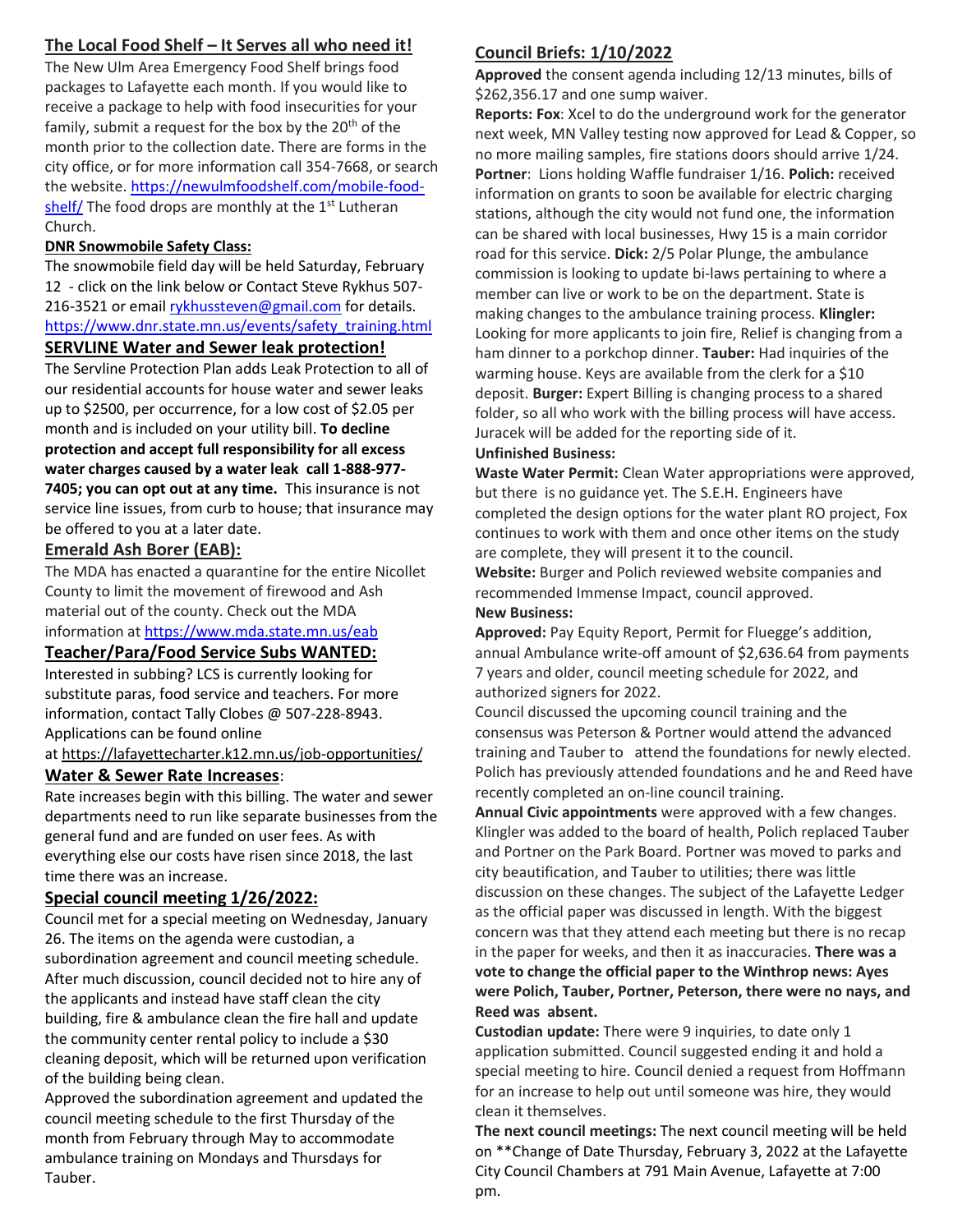## The Local Food Shelf – It Serves all who need it!

The New Ulm Area Emergency Food Shelf brings food packages to Lafayette each month. If you would like to receive a package to help with food insecurities for your family, submit a request for the box by the 20th of the month prior to the collection date. There are forms in the city office, or for more information call 354-7668, or search the website. https://newulmfoodshelf.com/mobile-food-shelf/ The food drops are monthly at the 1st Lutheran Church.

### DNR Snowmobile Safety Class:

The snowmobile field day will be held Saturday, February 12 - click on the link below or Contact Steve Rykhus 507-216-3521 or email rykhussteven@gmail.com for details. https://www.dnr.state.mn.us/events/safety_training.html

## SERVLINE Water and Sewer leak protection!

The Servline Protection Plan adds Leak Protection to all of our residential accounts for house water and sewer leaks up to $2500, per occurrence, for a low cost of $2.05 per month and is included on your utility bill. **To decline protection and accept full responsibility for all excess water charges caused by a water leak call 1-888-977-7405; you can opt out at any time.** This insurance is not service line issues, from curb to house; that insurance may be offered to you at a later date.

## Emerald Ash Borer (EAB):

The MDA has enacted a quarantine for the entire Nicollet County to limit the movement of firewood and Ash material out of the county. Check out the MDA information at https://www.mda.state.mn.us/eab

## Teacher/Para/Food Service Subs WANTED:

Interested in subbing? LCS is currently looking for substitute paras, food service and teachers. For more information, contact Tally Clobes @ 507-228-8943. Applications can be found online at https://lafayettecharter.k12.mn.us/job-opportunities/

## Water & Sewer Rate Increases:

Rate increases begin with this billing. The water and sewer departments need to run like separate businesses from the general fund and are funded on user fees. As with everything else our costs have risen since 2018, the last time there was an increase.

## Special council meeting 1/26/2022:

Council met for a special meeting on Wednesday, January 26. The items on the agenda were custodian, a subordination agreement and council meeting schedule. After much discussion, council decided not to hire any of the applicants and instead have staff clean the city building, fire & ambulance clean the fire hall and update the community center rental policy to include a $30 cleaning deposit, which will be returned upon verification of the building being clean.

Approved the subordination agreement and updated the council meeting schedule to the first Thursday of the month from February through May to accommodate ambulance training on Mondays and Thursdays for Tauber.

## Council Briefs: 1/10/2022

**Approved** the consent agenda including 12/13 minutes, bills of $262,356.17 and one sump waiver.

**Reports: Fox**: Xcel to do the underground work for the generator next week, MN Valley testing now approved for Lead & Copper, so no more mailing samples, fire stations doors should arrive 1/24. **Portner**: Lions holding Waffle fundraiser 1/16. **Polich:** received information on grants to soon be available for electric charging stations, although the city would not fund one, the information can be shared with local businesses, Hwy 15 is a main corridor road for this service. **Dick:** 2/5 Polar Plunge, the ambulance commission is looking to update bi-laws pertaining to where a member can live or work to be on the department. State is making changes to the ambulance training process. **Klingler:** Looking for more applicants to join fire, Relief is changing from a ham dinner to a porkchop dinner. **Tauber:** Had inquiries of the warming house. Keys are available from the clerk for a $10 deposit. **Burger:** Expert Billing is changing process to a shared folder, so all who work with the billing process will have access. Juracek will be added for the reporting side of it.

**Unfinished Business:**

**Waste Water Permit:** Clean Water appropriations were approved, but there is no guidance yet. The S.E.H. Engineers have completed the design options for the water plant RO project, Fox continues to work with them and once other items on the study are complete, they will present it to the council.

**Website:** Burger and Polich reviewed website companies and recommended Immense Impact, council approved.

**New Business:**

**Approved:** Pay Equity Report, Permit for Fluegge's addition, annual Ambulance write-off amount of $2,636.64 from payments 7 years and older, council meeting schedule for 2022, and authorized signers for 2022.

Council discussed the upcoming council training and the consensus was Peterson & Portner would attend the advanced training and Tauber to attend the foundations for newly elected. Polich has previously attended foundations and he and Reed have recently completed an on-line council training.

**Annual Civic appointments** were approved with a few changes. Klingler was added to the board of health, Polich replaced Tauber and Portner on the Park Board. Portner was moved to parks and city beautification, and Tauber to utilities; there was little discussion on these changes. The subject of the Lafayette Ledger as the official paper was discussed in length. With the biggest concern was that they attend each meeting but there is no recap in the paper for weeks, and then it as inaccuracies. **There was a vote to change the official paper to the Winthrop news: Ayes were Polich, Tauber, Portner, Peterson, there were no nays, and Reed was absent.**

**Custodian update:** There were 9 inquiries, to date only 1 application submitted. Council suggested ending it and hold a special meeting to hire. Council denied a request from Hoffmann for an increase to help out until someone was hire, they would clean it themselves.

**The next council meetings:** The next council meeting will be held on **Change of Date Thursday, February 3, 2022 at the Lafayette City Council Chambers at 791 Main Avenue, Lafayette at 7:00 pm.